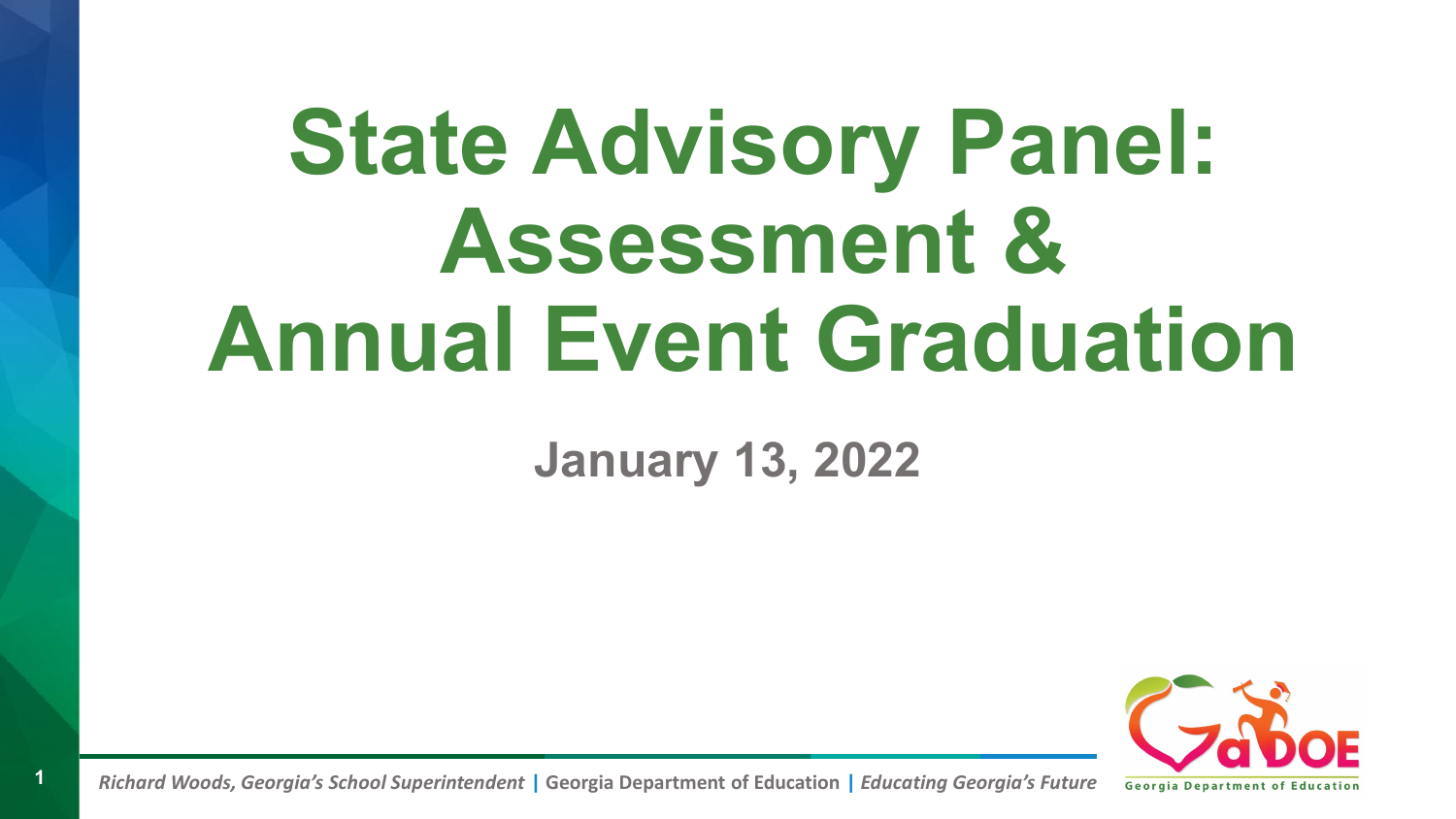# State Advisory Panel: Assessment & Annual Event Graduation

**January 13, 2022**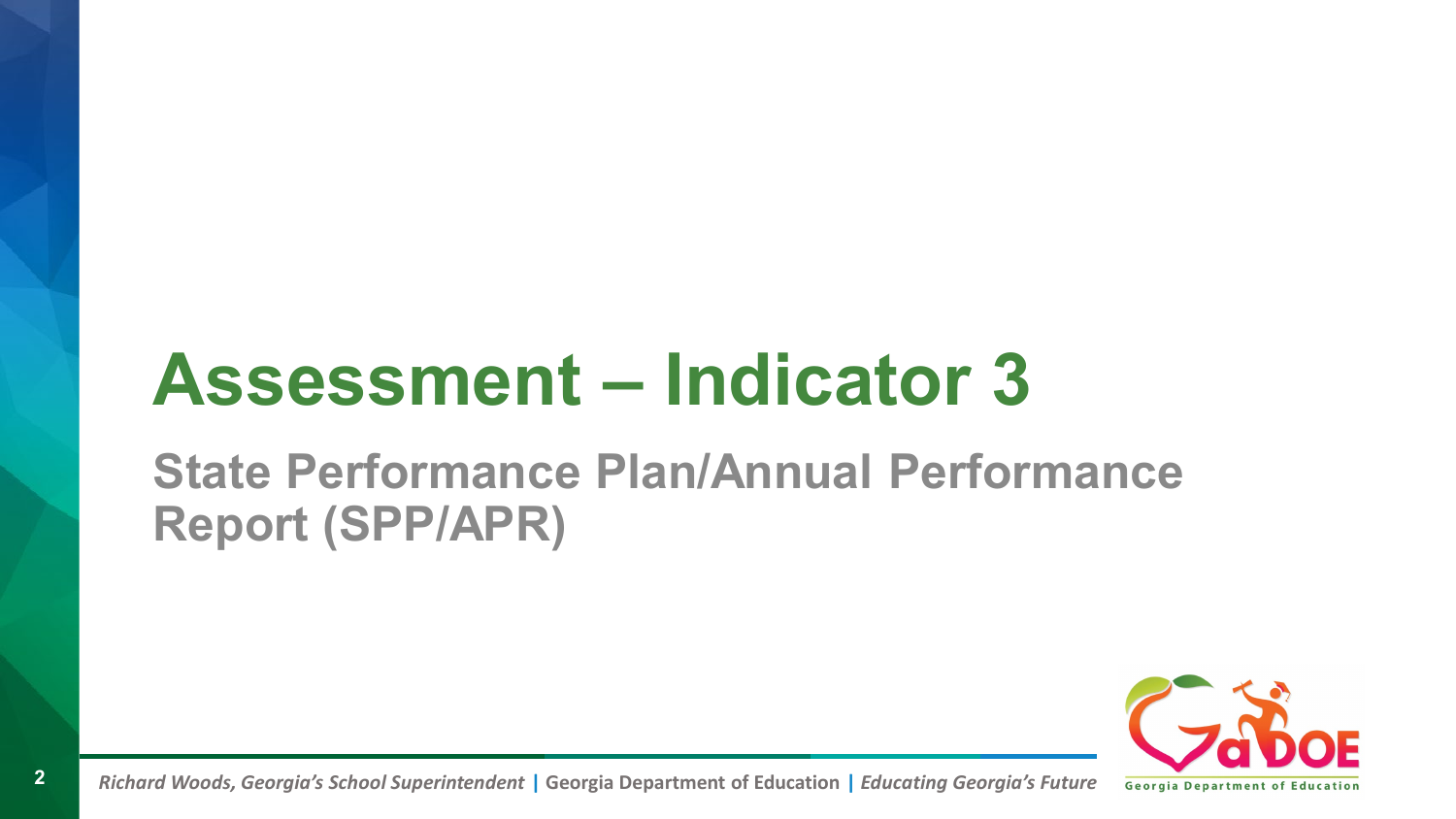# Assessment – Indicator 3

## State Performance Plan/Annual Performance Report (SPP/APR)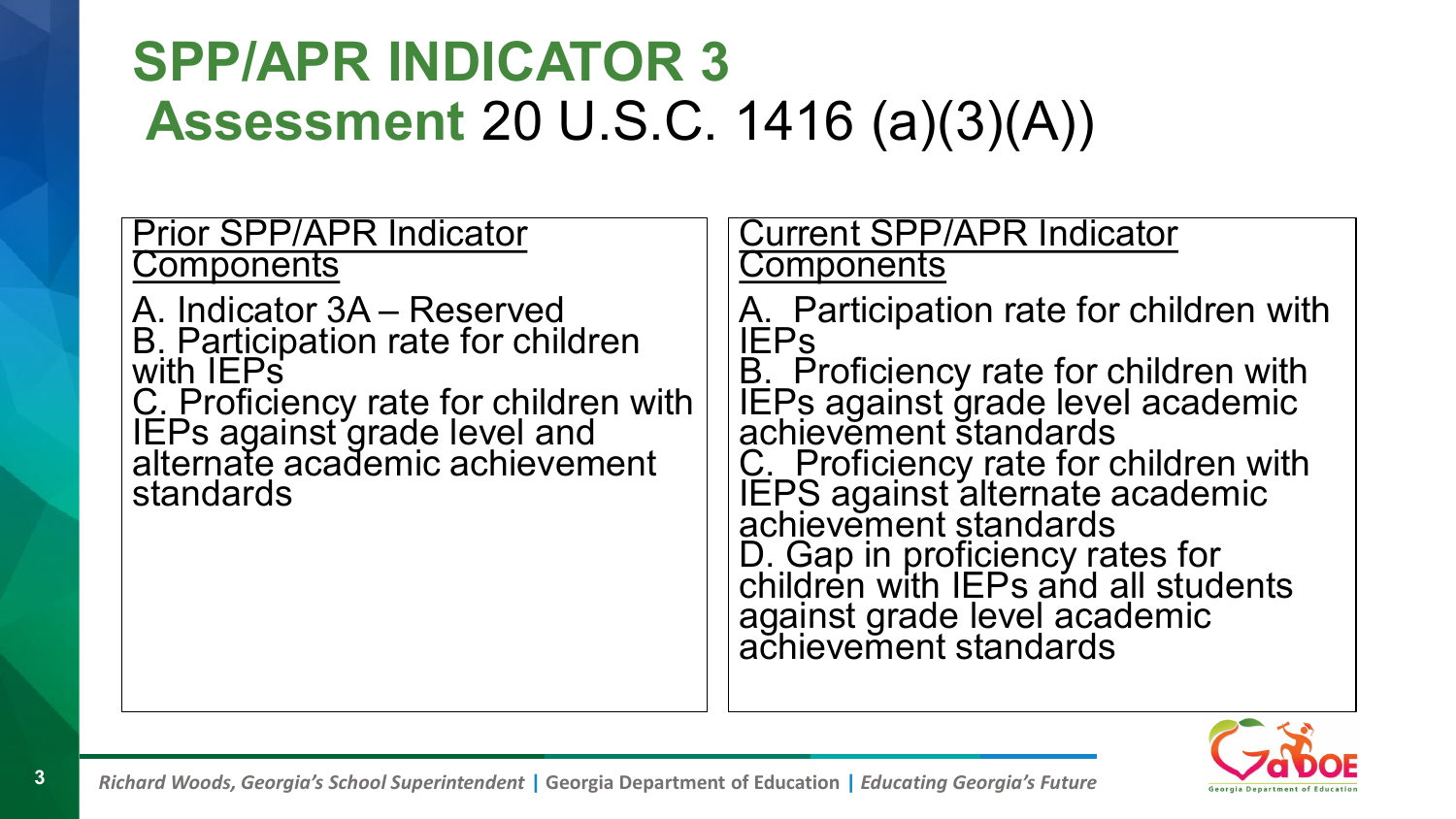# SPP/APR INDICATOR 3

## Assessment 20 U.S.C. 1416 (a)(3)(A))

| Prior SPP/APR Indicator Components | Current SPP/APR Indicator Components |
| --- | --- |
| A. Indicator 3A – Reserved<br>B. Participation rate for children with IEPs<br>C. Proficiency rate for children with IEPs against grade level and alternate academic achievement standards | A. Participation rate for children with IEPs<br>B. Proficiency rate for children with IEPs against grade level academic achievement standards<br>C. Proficiency rate for children with IEPS against alternate academic achievement standards<br>D. Gap in proficiency rates for children with IEPs and all students against grade level academic achievement standards |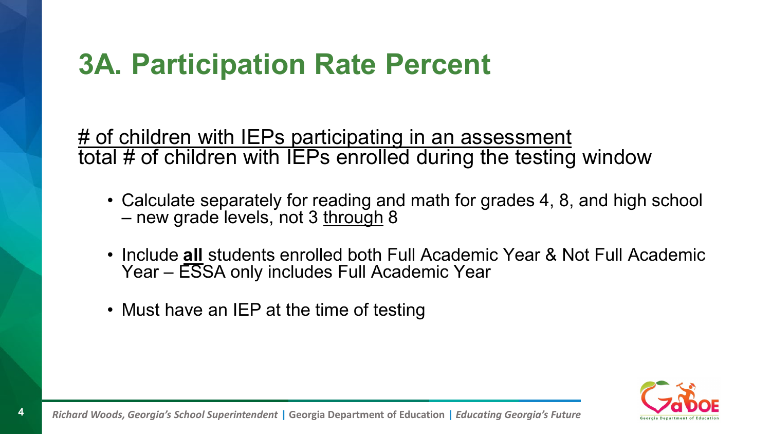# 3A. Participation Rate Percent

$$\frac{\text{\# of children with IEPs participating in an assessment}}{\text{total \# of children with IEPs enrolled during the testing window}}$$

- Calculate separately for reading and math for grades 4, 8, and high school – new grade levels, not 3 through 8
- Include **all** students enrolled both Full Academic Year & Not Full Academic Year – ESSA only includes Full Academic Year
- Must have an IEP at the time of testing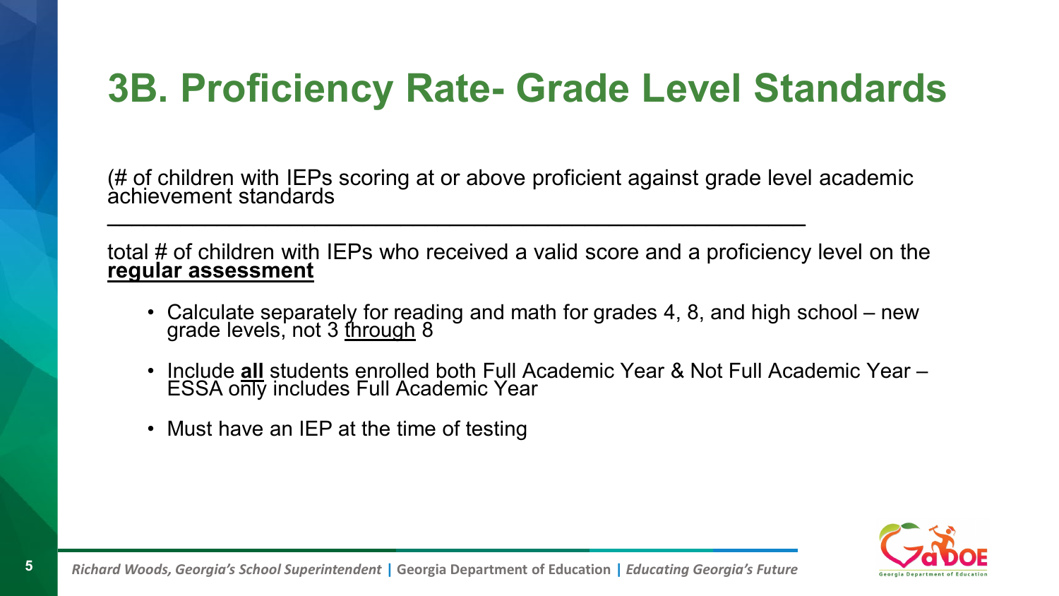# 3B. Proficiency Rate- Grade Level Standards

(# of children with IEPs scoring at or above proficient against grade level academic achievement standards

―――――――――――――――――――――――――――――――――――――

total # of children with IEPs who received a valid score and a proficiency level on the **regular assessment**

- Calculate separately for reading and math for grades 4, 8, and high school – new grade levels, not 3 through 8
- Include **all** students enrolled both Full Academic Year & Not Full Academic Year – ESSA only includes Full Academic Year
- Must have an IEP at the time of testing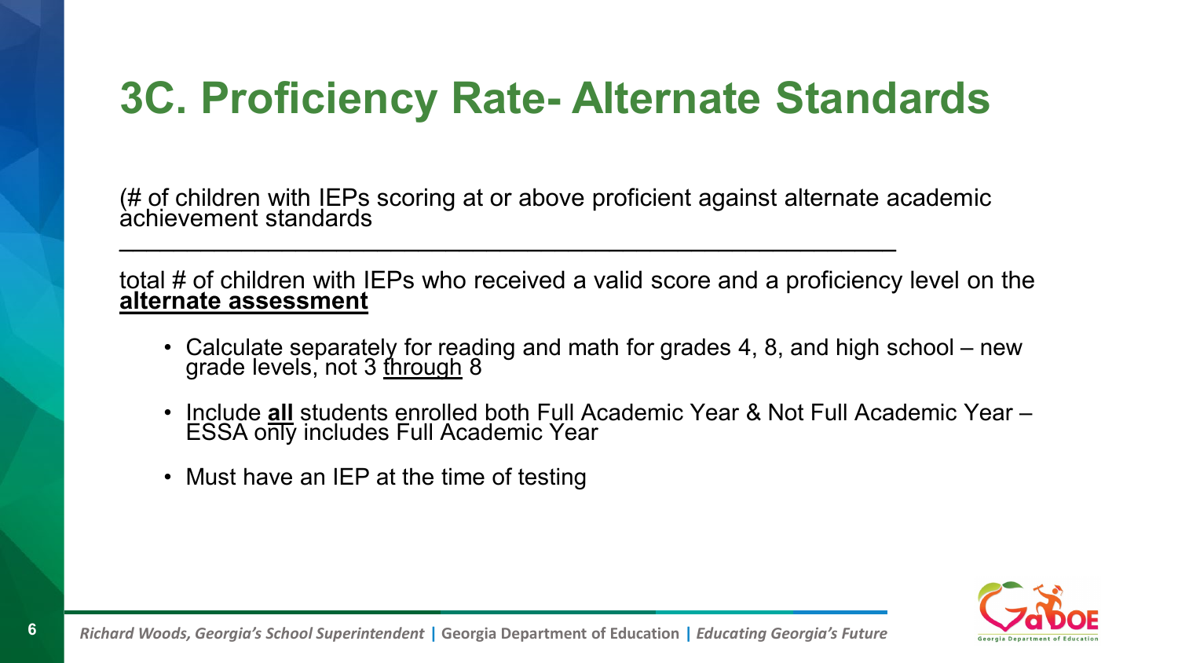# 3C. Proficiency Rate- Alternate Standards

(# of children with IEPs scoring at or above proficient against alternate academic achievement standards

———————————————————————————————

total # of children with IEPs who received a valid score and a proficiency level on the **<u>alternate assessment</u>**

- Calculate separately for reading and math for grades 4, 8, and high school – new grade levels, not 3 <u>through</u> 8
- Include **<u>all</u>** students enrolled both Full Academic Year & Not Full Academic Year – ESSA only includes Full Academic Year
- Must have an IEP at the time of testing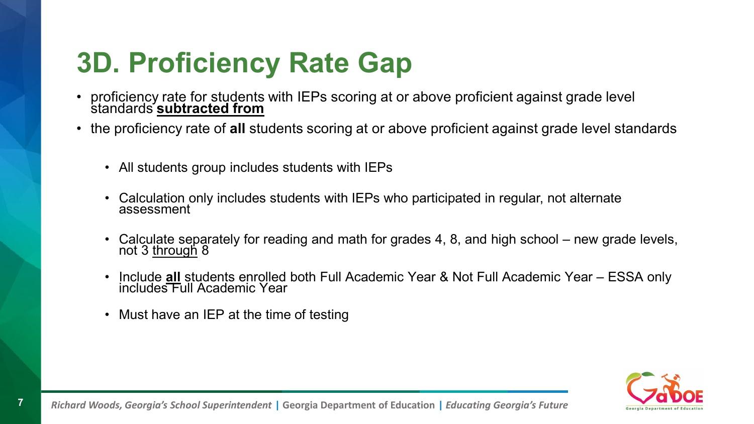# 3D. Proficiency Rate Gap

- proficiency rate for students with IEPs scoring at or above proficient against grade level standards **subtracted from**
- the proficiency rate of **all** students scoring at or above proficient against grade level standards
  - All students group includes students with IEPs
  - Calculation only includes students with IEPs who participated in regular, not alternate assessment
  - Calculate separately for reading and math for grades 4, 8, and high school – new grade levels, not 3 through 8
  - Include **all** students enrolled both Full Academic Year & Not Full Academic Year – ESSA only includes Full Academic Year
  - Must have an IEP at the time of testing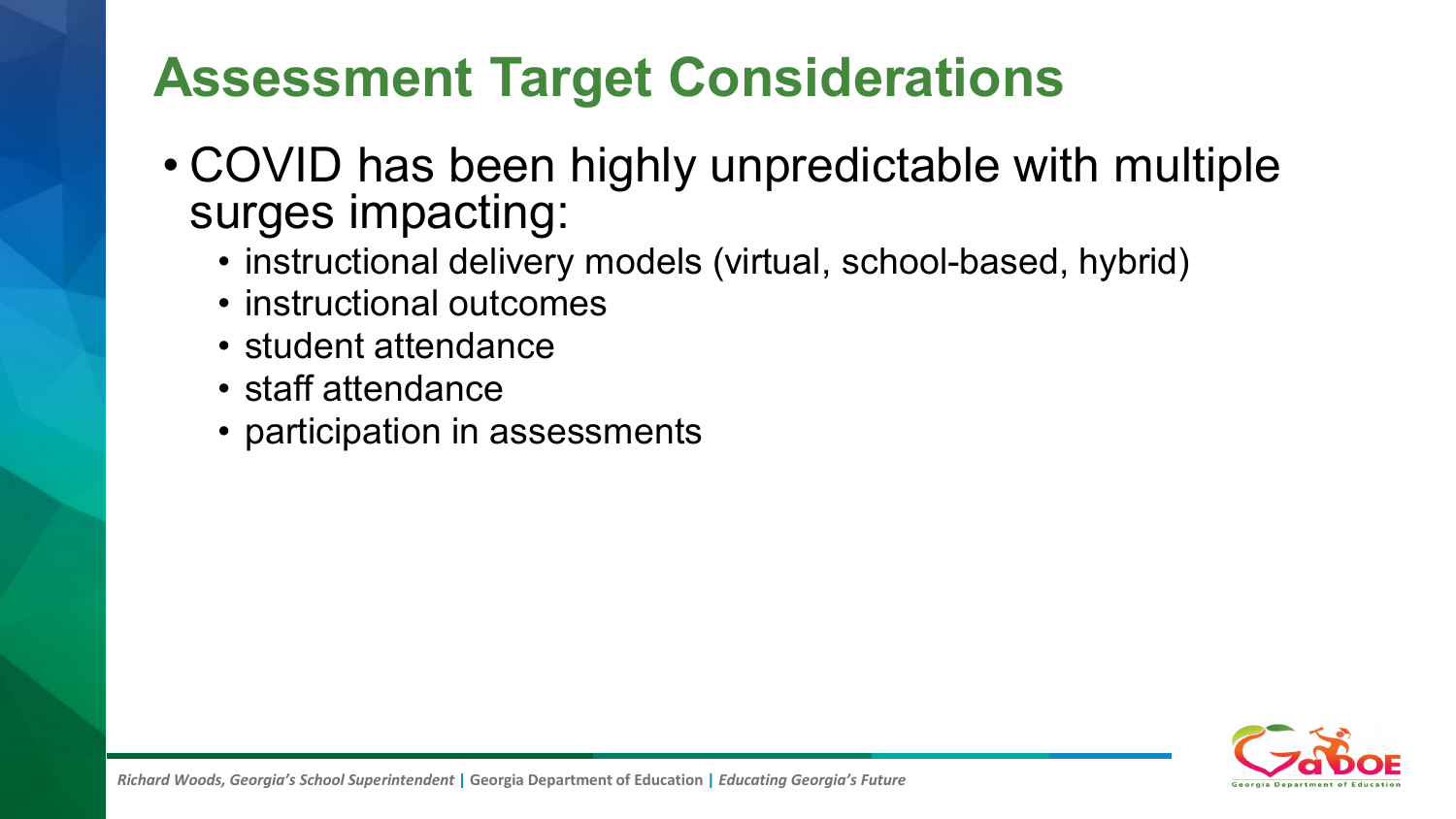# Assessment Target Considerations

- COVID has been highly unpredictable with multiple surges impacting:
  - instructional delivery models (virtual, school-based, hybrid)
  - instructional outcomes
  - student attendance
  - staff attendance
  - participation in assessments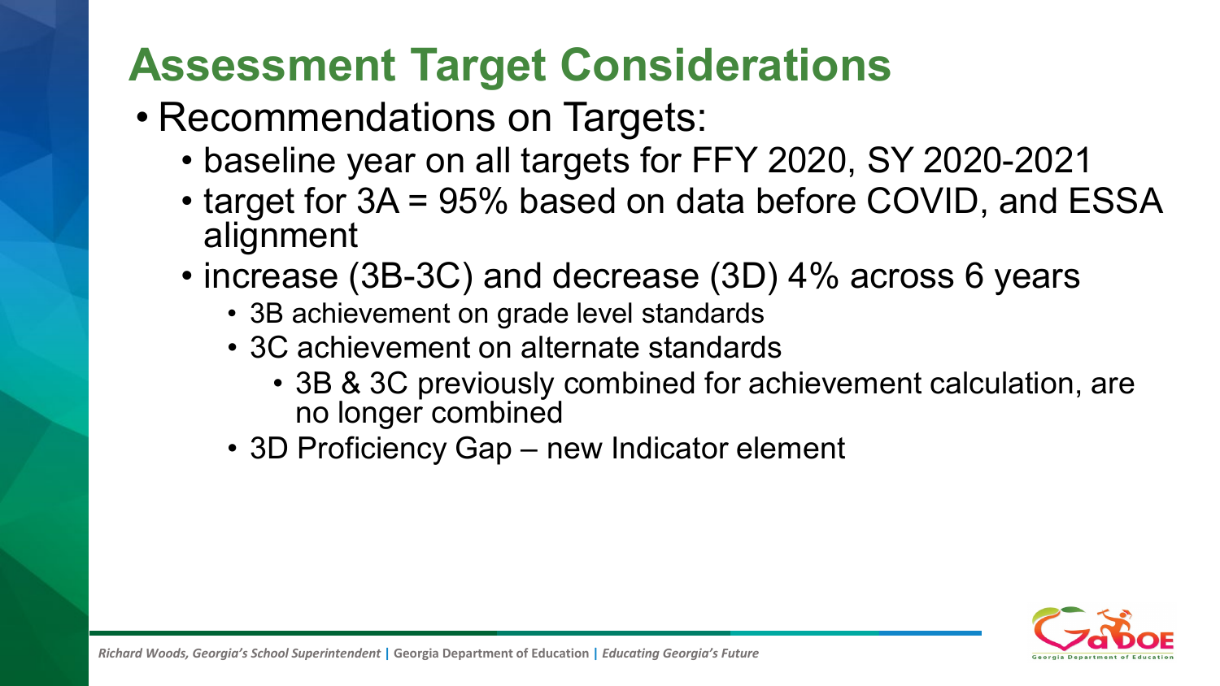# Assessment Target Considerations

- Recommendations on Targets:
  - baseline year on all targets for FFY 2020, SY 2020-2021
  - target for 3A = 95% based on data before COVID, and ESSA alignment
  - increase (3B-3C) and decrease (3D) 4% across 6 years
    - 3B achievement on grade level standards
    - 3C achievement on alternate standards
      - 3B & 3C previously combined for achievement calculation, are no longer combined
    - 3D Proficiency Gap – new Indicator element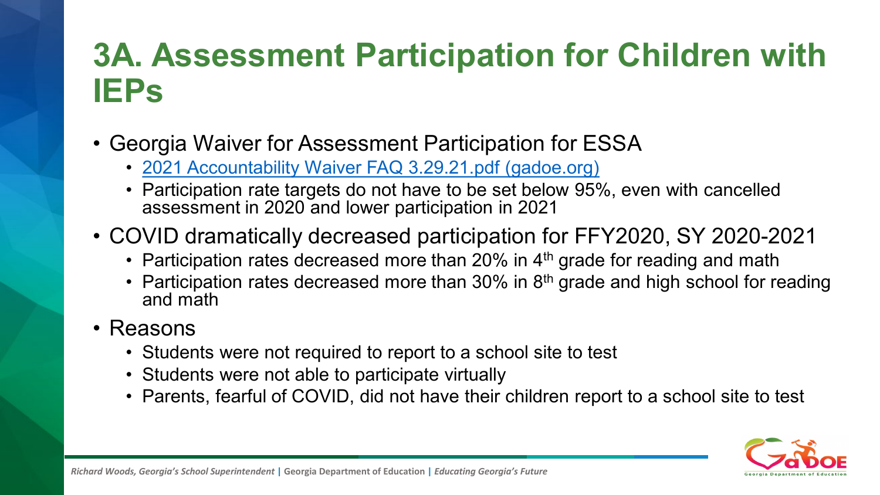# 3A. Assessment Participation for Children with IEPs

- Georgia Waiver for Assessment Participation for ESSA
  - [2021 Accountability Waiver FAQ 3.29.21.pdf (gadoe.org)]
  - Participation rate targets do not have to be set below 95%, even with cancelled assessment in 2020 and lower participation in 2021
- COVID dramatically decreased participation for FFY2020, SY 2020-2021
  - Participation rates decreased more than 20% in 4th grade for reading and math
  - Participation rates decreased more than 30% in 8th grade and high school for reading and math
- Reasons
  - Students were not required to report to a school site to test
  - Students were not able to participate virtually
  - Parents, fearful of COVID, did not have their children report to a school site to test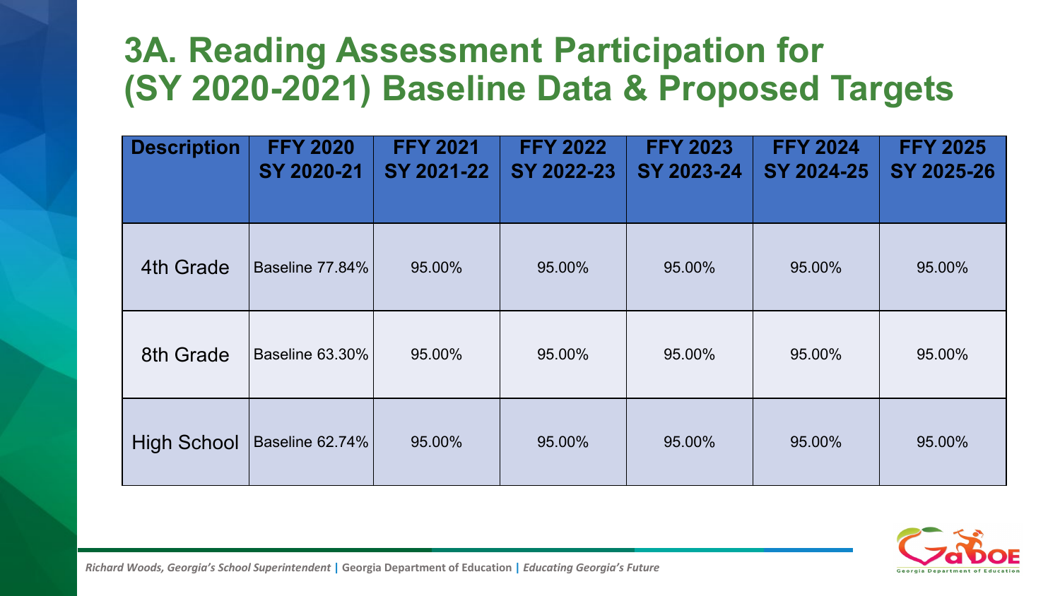# 3A. Reading Assessment Participation for (SY 2020-2021) Baseline Data & Proposed Targets

| Description | FFY 2020 SY 2020-21 | FFY 2021 SY 2021-22 | FFY 2022 SY 2022-23 | FFY 2023 SY 2023-24 | FFY 2024 SY 2024-25 | FFY 2025 SY 2025-26 |
|---|---|---|---|---|---|---|
| 4th Grade | Baseline 77.84% | 95.00% | 95.00% | 95.00% | 95.00% | 95.00% |
| 8th Grade | Baseline 63.30% | 95.00% | 95.00% | 95.00% | 95.00% | 95.00% |
| High School | Baseline 62.74% | 95.00% | 95.00% | 95.00% | 95.00% | 95.00% |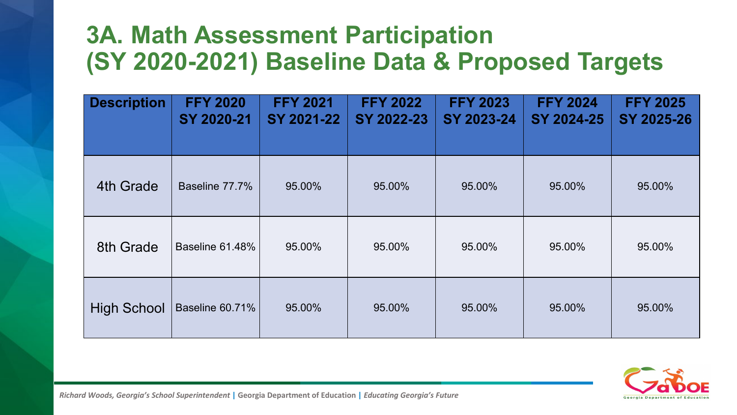# 3A. Math Assessment Participation (SY 2020-2021) Baseline Data & Proposed Targets

| Description | FFY 2020 SY 2020-21 | FFY 2021 SY 2021-22 | FFY 2022 SY 2022-23 | FFY 2023 SY 2023-24 | FFY 2024 SY 2024-25 | FFY 2025 SY 2025-26 |
|---|---|---|---|---|---|---|
| 4th Grade | Baseline 77.7% | 95.00% | 95.00% | 95.00% | 95.00% | 95.00% |
| 8th Grade | Baseline 61.48% | 95.00% | 95.00% | 95.00% | 95.00% | 95.00% |
| High School | Baseline 60.71% | 95.00% | 95.00% | 95.00% | 95.00% | 95.00% |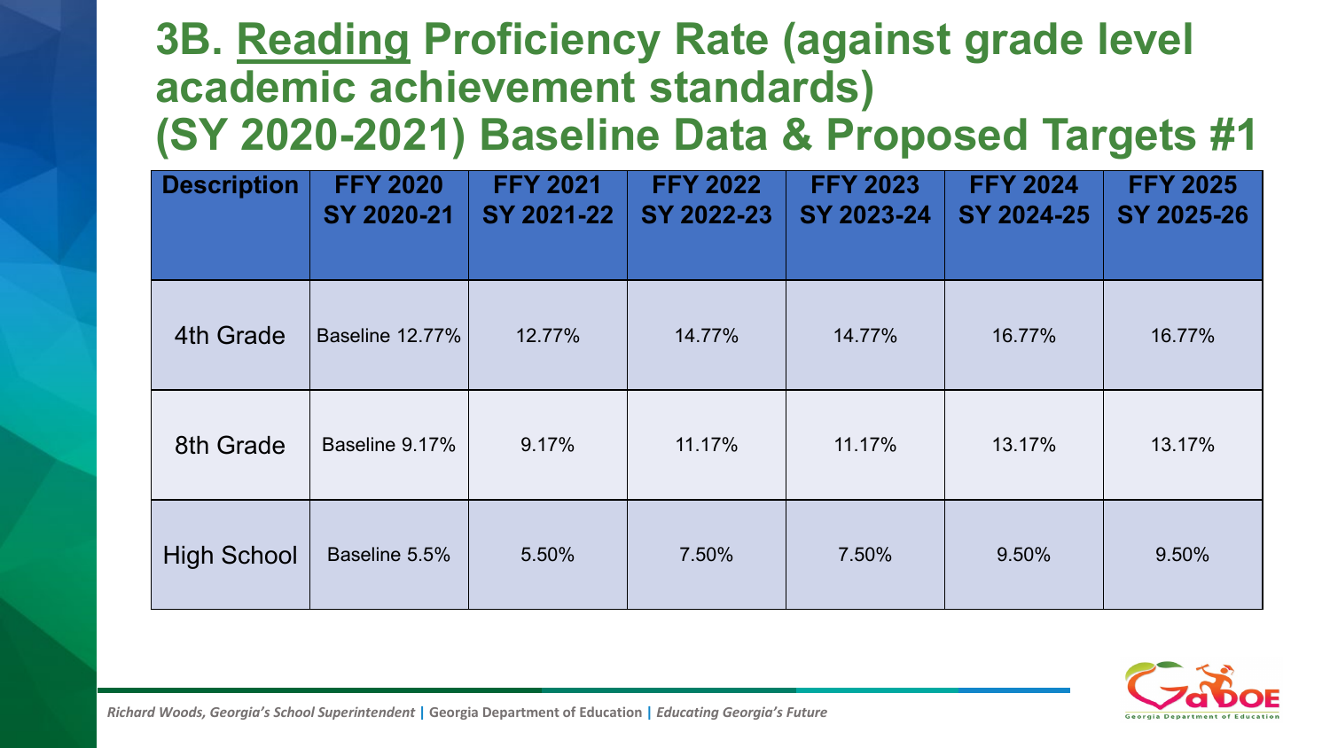# 3B. Reading Proficiency Rate (against grade level academic achievement standards) (SY 2020-2021) Baseline Data & Proposed Targets #1

| Description | FFY 2020 SY 2020-21 | FFY 2021 SY 2021-22 | FFY 2022 SY 2022-23 | FFY 2023 SY 2023-24 | FFY 2024 SY 2024-25 | FFY 2025 SY 2025-26 |
|---|---|---|---|---|---|---|
| 4th Grade | Baseline 12.77% | 12.77% | 14.77% | 14.77% | 16.77% | 16.77% |
| 8th Grade | Baseline 9.17% | 9.17% | 11.17% | 11.17% | 13.17% | 13.17% |
| High School | Baseline 5.5% | 5.50% | 7.50% | 7.50% | 9.50% | 9.50% |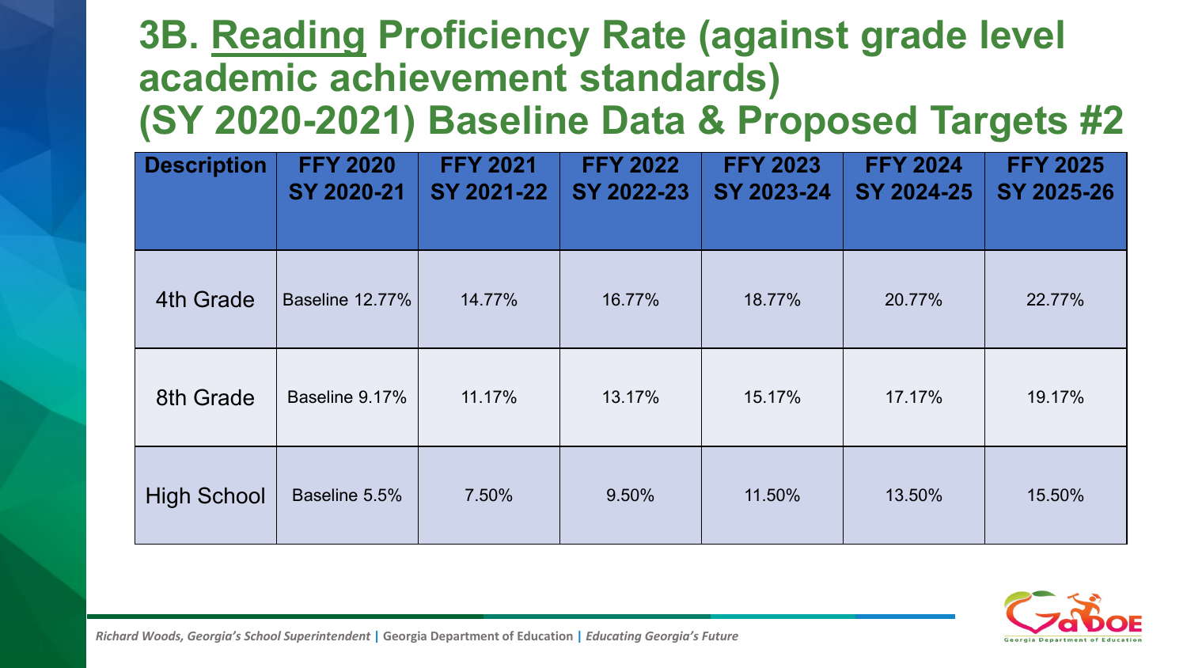# 3B. Reading Proficiency Rate (against grade level academic achievement standards) (SY 2020-2021) Baseline Data & Proposed Targets #2

| Description | FFY 2020 SY 2020-21 | FFY 2021 SY 2021-22 | FFY 2022 SY 2022-23 | FFY 2023 SY 2023-24 | FFY 2024 SY 2024-25 | FFY 2025 SY 2025-26 |
|---|---|---|---|---|---|---|
| 4th Grade | Baseline 12.77% | 14.77% | 16.77% | 18.77% | 20.77% | 22.77% |
| 8th Grade | Baseline 9.17% | 11.17% | 13.17% | 15.17% | 17.17% | 19.17% |
| High School | Baseline 5.5% | 7.50% | 9.50% | 11.50% | 13.50% | 15.50% |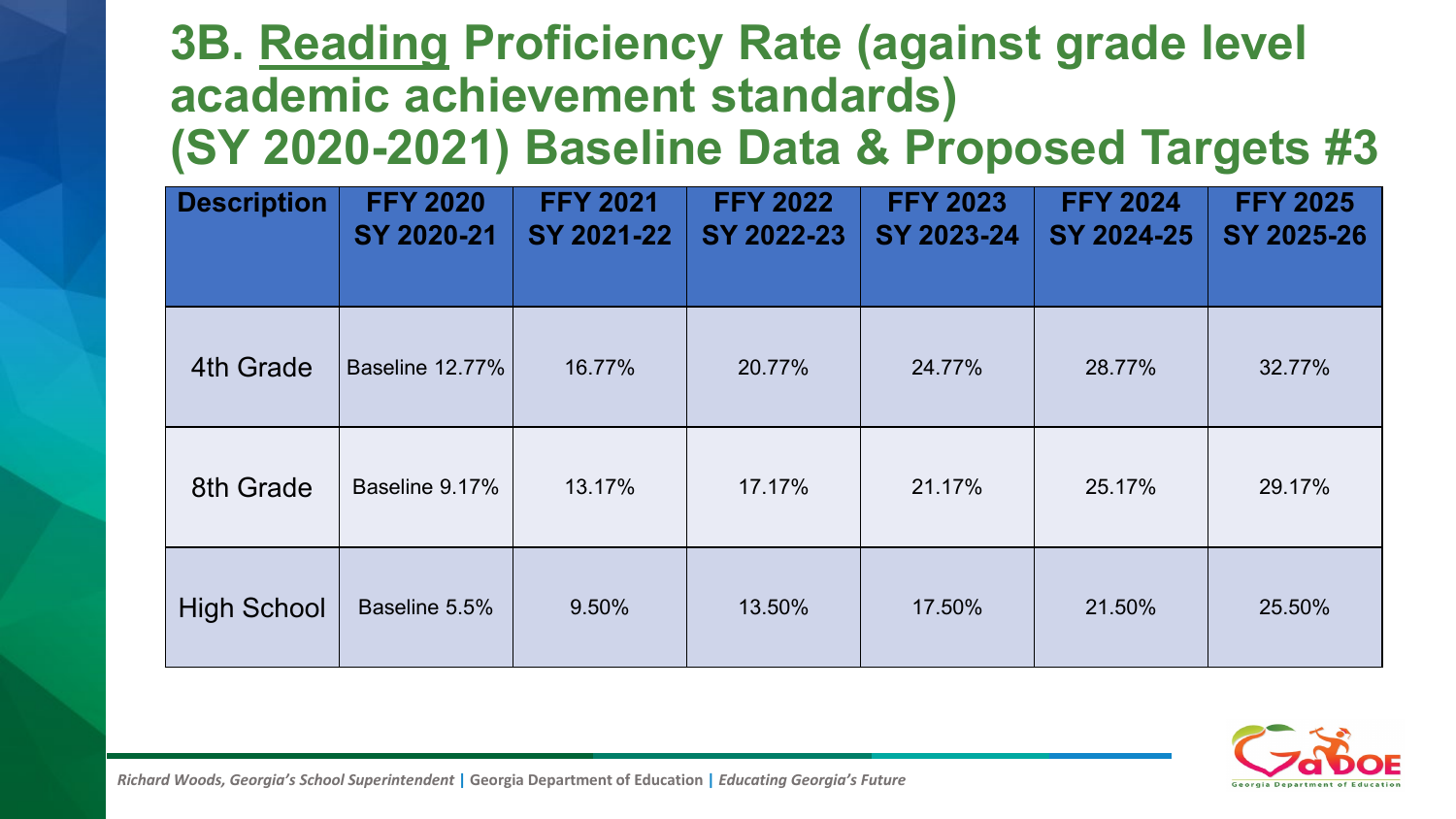# 3B. Reading Proficiency Rate (against grade level academic achievement standards) (SY 2020-2021) Baseline Data & Proposed Targets #3

| Description | FFY 2020 SY 2020-21 | FFY 2021 SY 2021-22 | FFY 2022 SY 2022-23 | FFY 2023 SY 2023-24 | FFY 2024 SY 2024-25 | FFY 2025 SY 2025-26 |
|---|---|---|---|---|---|---|
| 4th Grade | Baseline 12.77% | 16.77% | 20.77% | 24.77% | 28.77% | 32.77% |
| 8th Grade | Baseline 9.17% | 13.17% | 17.17% | 21.17% | 25.17% | 29.17% |
| High School | Baseline 5.5% | 9.50% | 13.50% | 17.50% | 21.50% | 25.50% |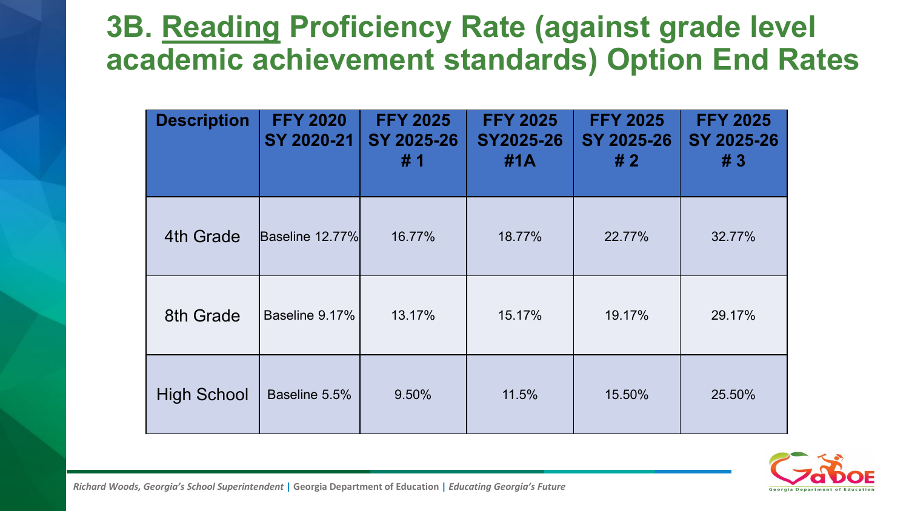# 3B. Reading Proficiency Rate (against grade level academic achievement standards) Option End Rates

| Description | FFY 2020 SY 2020-21 | FFY 2025 SY 2025-26 # 1 | FFY 2025 SY2025-26 #1A | FFY 2025 SY 2025-26 # 2 | FFY 2025 SY 2025-26 # 3 |
|---|---|---|---|---|---|
| 4th Grade | Baseline 12.77% | 16.77% | 18.77% | 22.77% | 32.77% |
| 8th Grade | Baseline 9.17% | 13.17% | 15.17% | 19.17% | 29.17% |
| High School | Baseline 5.5% | 9.50% | 11.5% | 15.50% | 25.50% |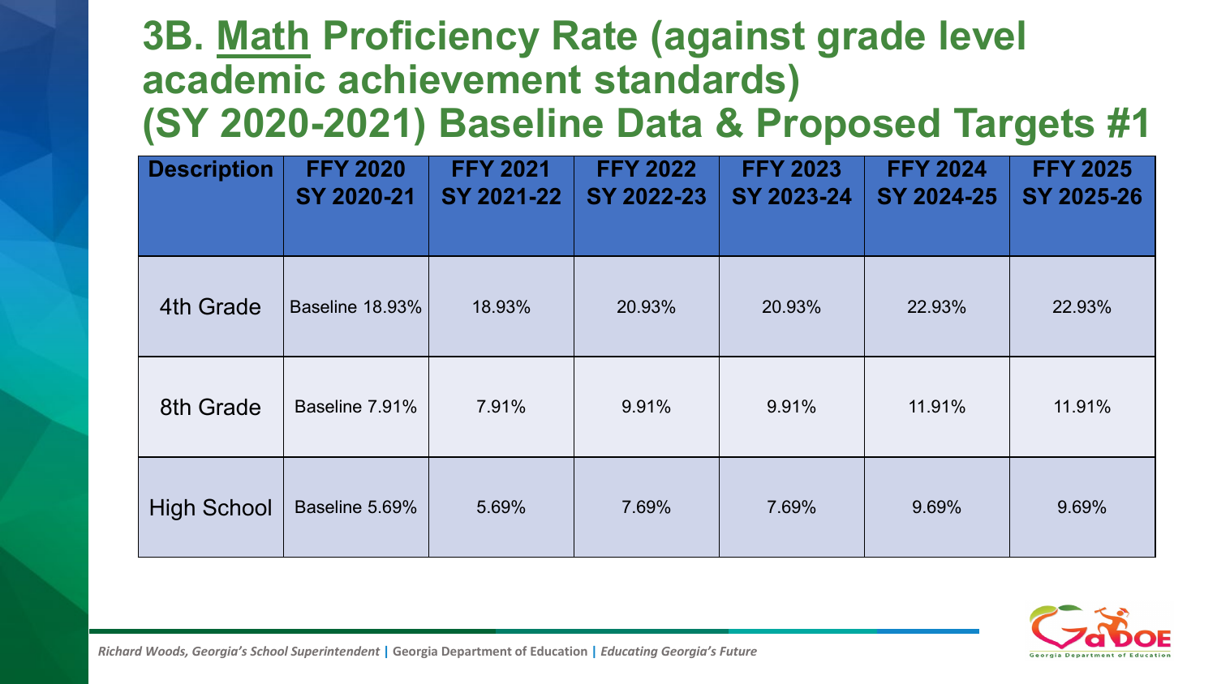# 3B. Math Proficiency Rate (against grade level academic achievement standards) (SY 2020-2021) Baseline Data & Proposed Targets #1

| Description | FFY 2020 SY 2020-21 | FFY 2021 SY 2021-22 | FFY 2022 SY 2022-23 | FFY 2023 SY 2023-24 | FFY 2024 SY 2024-25 | FFY 2025 SY 2025-26 |
|---|---|---|---|---|---|---|
| 4th Grade | Baseline 18.93% | 18.93% | 20.93% | 20.93% | 22.93% | 22.93% |
| 8th Grade | Baseline 7.91% | 7.91% | 9.91% | 9.91% | 11.91% | 11.91% |
| High School | Baseline 5.69% | 5.69% | 7.69% | 7.69% | 9.69% | 9.69% |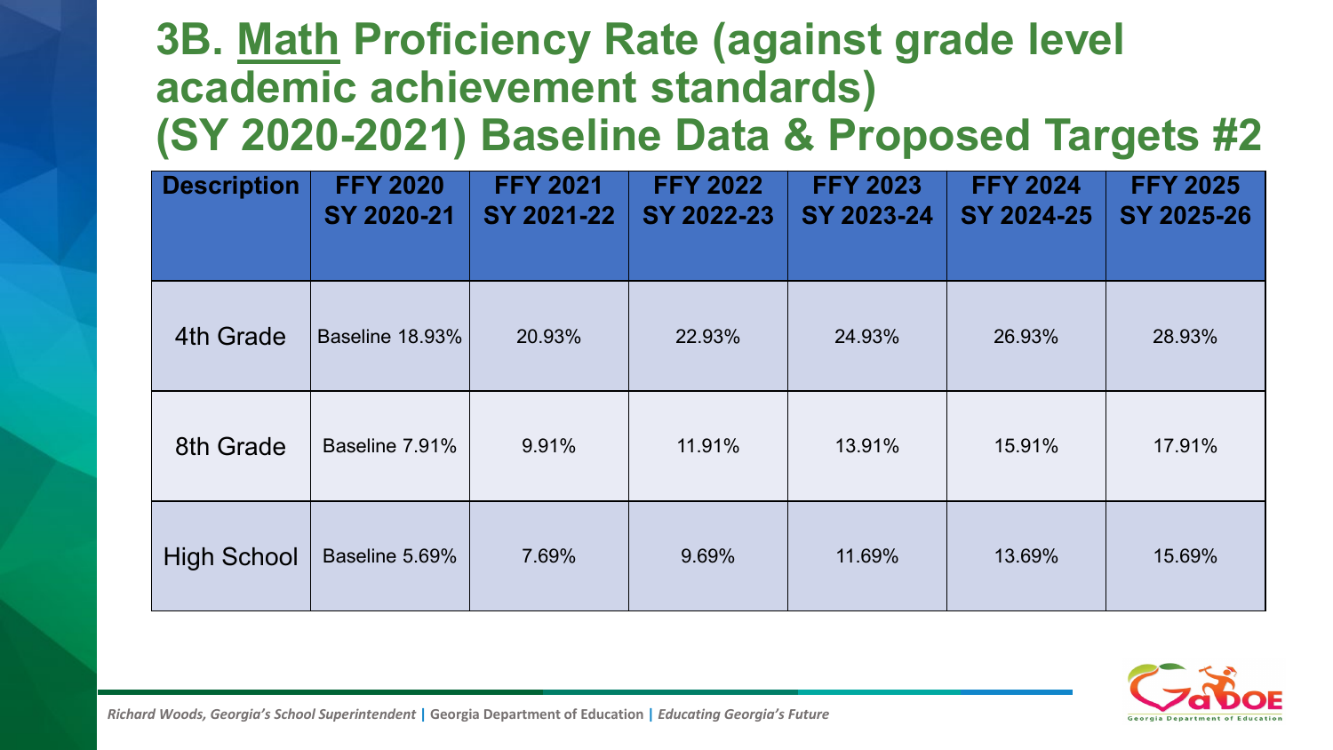# 3B. Math Proficiency Rate (against grade level academic achievement standards) (SY 2020-2021) Baseline Data & Proposed Targets #2

| Description | FFY 2020 SY 2020-21 | FFY 2021 SY 2021-22 | FFY 2022 SY 2022-23 | FFY 2023 SY 2023-24 | FFY 2024 SY 2024-25 | FFY 2025 SY 2025-26 |
|---|---|---|---|---|---|---|
| 4th Grade | Baseline 18.93% | 20.93% | 22.93% | 24.93% | 26.93% | 28.93% |
| 8th Grade | Baseline 7.91% | 9.91% | 11.91% | 13.91% | 15.91% | 17.91% |
| High School | Baseline 5.69% | 7.69% | 9.69% | 11.69% | 13.69% | 15.69% |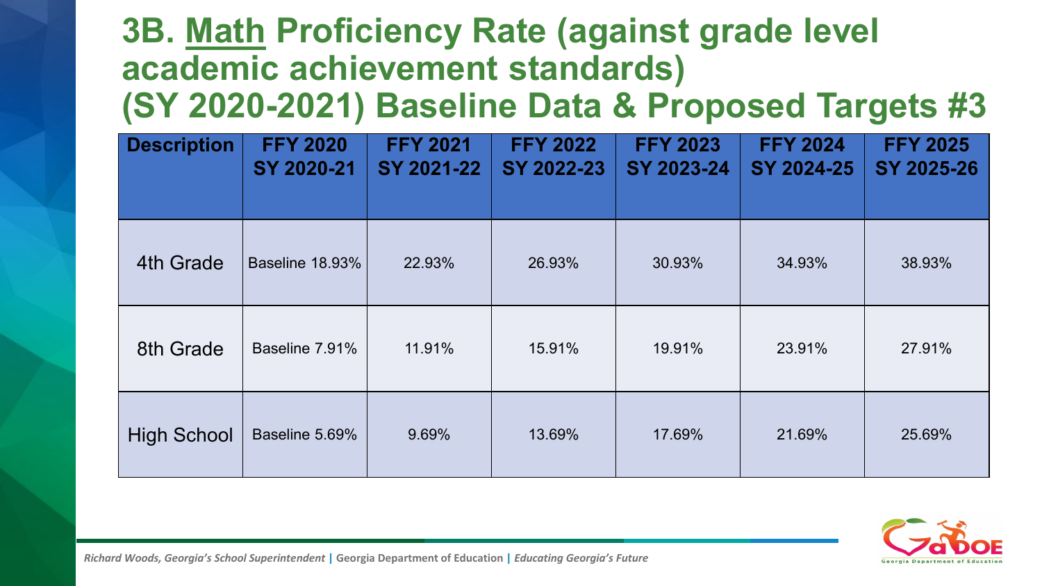# 3B. Math Proficiency Rate (against grade level academic achievement standards) (SY 2020-2021) Baseline Data & Proposed Targets #3

| Description | FFY 2020 SY 2020-21 | FFY 2021 SY 2021-22 | FFY 2022 SY 2022-23 | FFY 2023 SY 2023-24 | FFY 2024 SY 2024-25 | FFY 2025 SY 2025-26 |
|---|---|---|---|---|---|---|
| 4th Grade | Baseline 18.93% | 22.93% | 26.93% | 30.93% | 34.93% | 38.93% |
| 8th Grade | Baseline 7.91% | 11.91% | 15.91% | 19.91% | 23.91% | 27.91% |
| High School | Baseline 5.69% | 9.69% | 13.69% | 17.69% | 21.69% | 25.69% |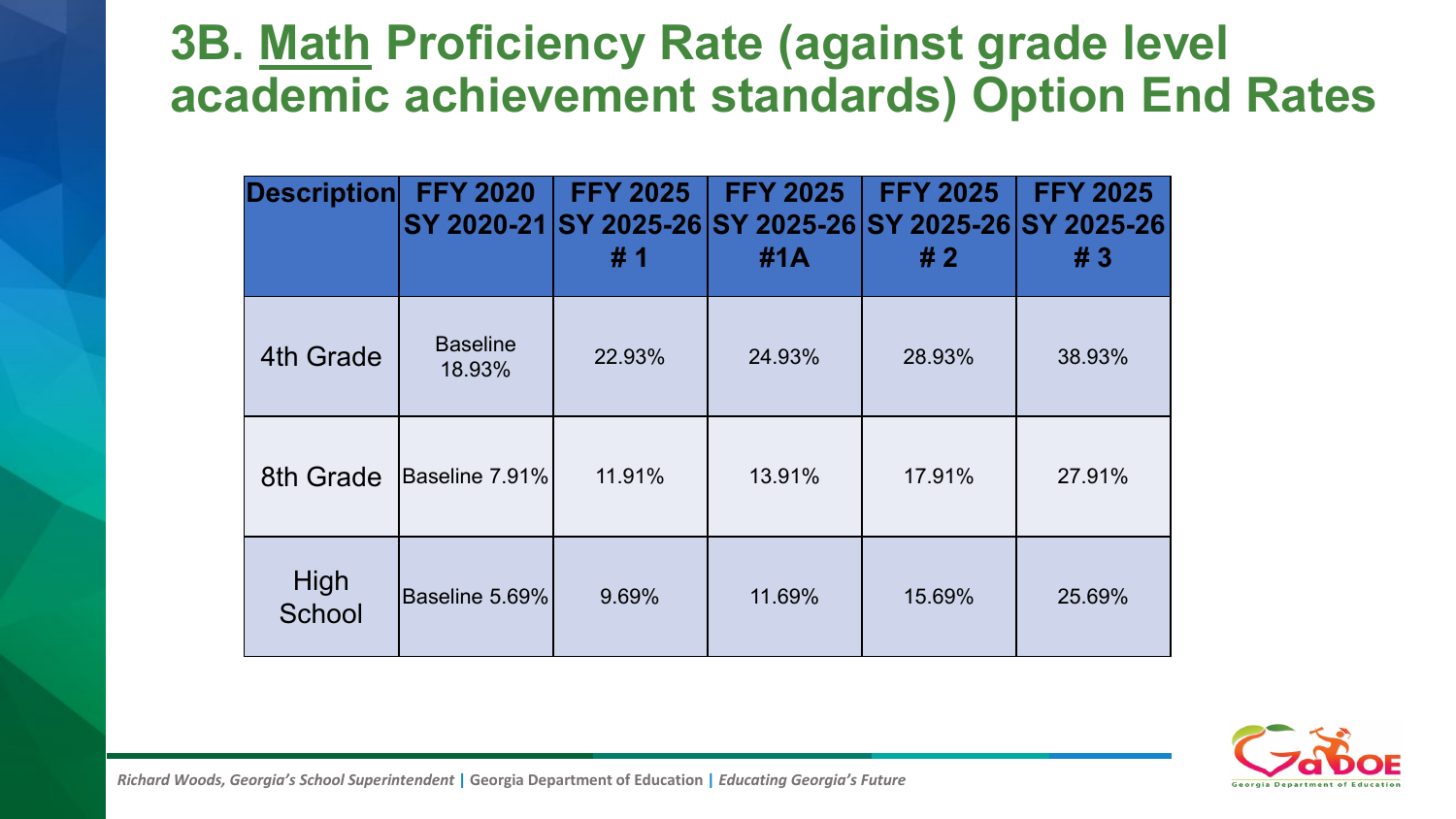# 3B. Math Proficiency Rate (against grade level academic achievement standards) Option End Rates

| Description | FFY 2020 SY 2020-21 | FFY 2025 SY 2025-26 # 1 | FFY 2025 SY 2025-26 #1A | FFY 2025 SY 2025-26 # 2 | FFY 2025 SY 2025-26 # 3 |
|---|---|---|---|---|---|
| 4th Grade | Baseline 18.93% | 22.93% | 24.93% | 28.93% | 38.93% |
| 8th Grade | Baseline 7.91% | 11.91% | 13.91% | 17.91% | 27.91% |
| High School | Baseline 5.69% | 9.69% | 11.69% | 15.69% | 25.69% |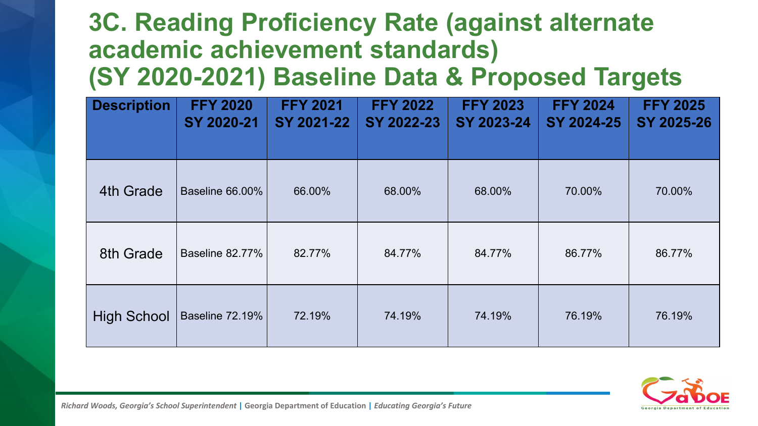# 3C. Reading Proficiency Rate (against alternate academic achievement standards) (SY 2020-2021) Baseline Data & Proposed Targets

| Description | FFY 2020 SY 2020-21 | FFY 2021 SY 2021-22 | FFY 2022 SY 2022-23 | FFY 2023 SY 2023-24 | FFY 2024 SY 2024-25 | FFY 2025 SY 2025-26 |
|---|---|---|---|---|---|---|
| 4th Grade | Baseline 66.00% | 66.00% | 68.00% | 68.00% | 70.00% | 70.00% |
| 8th Grade | Baseline 82.77% | 82.77% | 84.77% | 84.77% | 86.77% | 86.77% |
| High School | Baseline 72.19% | 72.19% | 74.19% | 74.19% | 76.19% | 76.19% |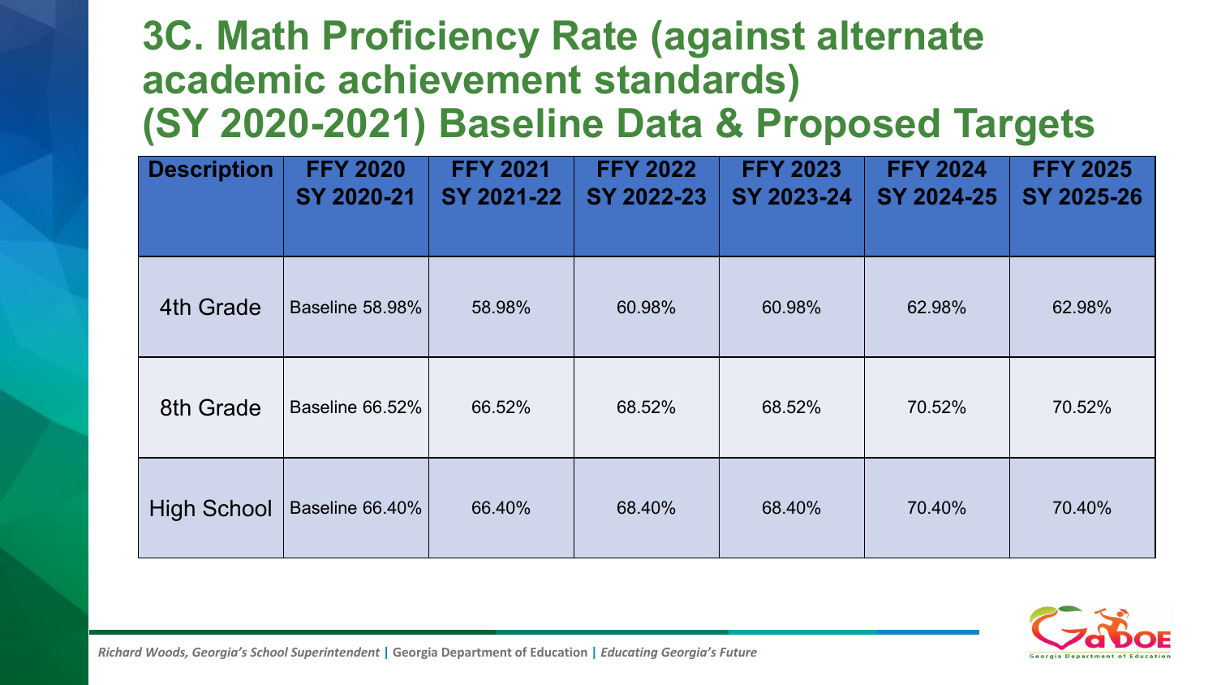# 3C. Math Proficiency Rate (against alternate academic achievement standards) (SY 2020-2021) Baseline Data & Proposed Targets

| Description | FFY 2020 SY 2020-21 | FFY 2021 SY 2021-22 | FFY 2022 SY 2022-23 | FFY 2023 SY 2023-24 | FFY 2024 SY 2024-25 | FFY 2025 SY 2025-26 |
|---|---|---|---|---|---|---|
| 4th Grade | Baseline 58.98% | 58.98% | 60.98% | 60.98% | 62.98% | 62.98% |
| 8th Grade | Baseline 66.52% | 66.52% | 68.52% | 68.52% | 70.52% | 70.52% |
| High School | Baseline 66.40% | 66.40% | 68.40% | 68.40% | 70.40% | 70.40% |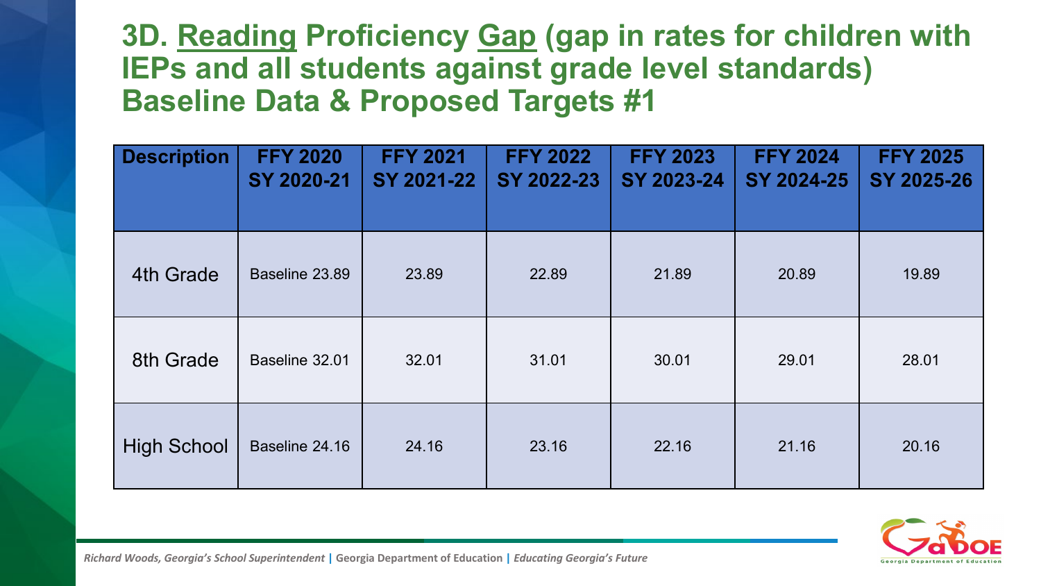# 3D. Reading Proficiency Gap (gap in rates for children with IEPs and all students against grade level standards) Baseline Data & Proposed Targets #1

| Description | FFY 2020 SY 2020-21 | FFY 2021 SY 2021-22 | FFY 2022 SY 2022-23 | FFY 2023 SY 2023-24 | FFY 2024 SY 2024-25 | FFY 2025 SY 2025-26 |
|---|---|---|---|---|---|---|
| 4th Grade | Baseline 23.89 | 23.89 | 22.89 | 21.89 | 20.89 | 19.89 |
| 8th Grade | Baseline 32.01 | 32.01 | 31.01 | 30.01 | 29.01 | 28.01 |
| High School | Baseline 24.16 | 24.16 | 23.16 | 22.16 | 21.16 | 20.16 |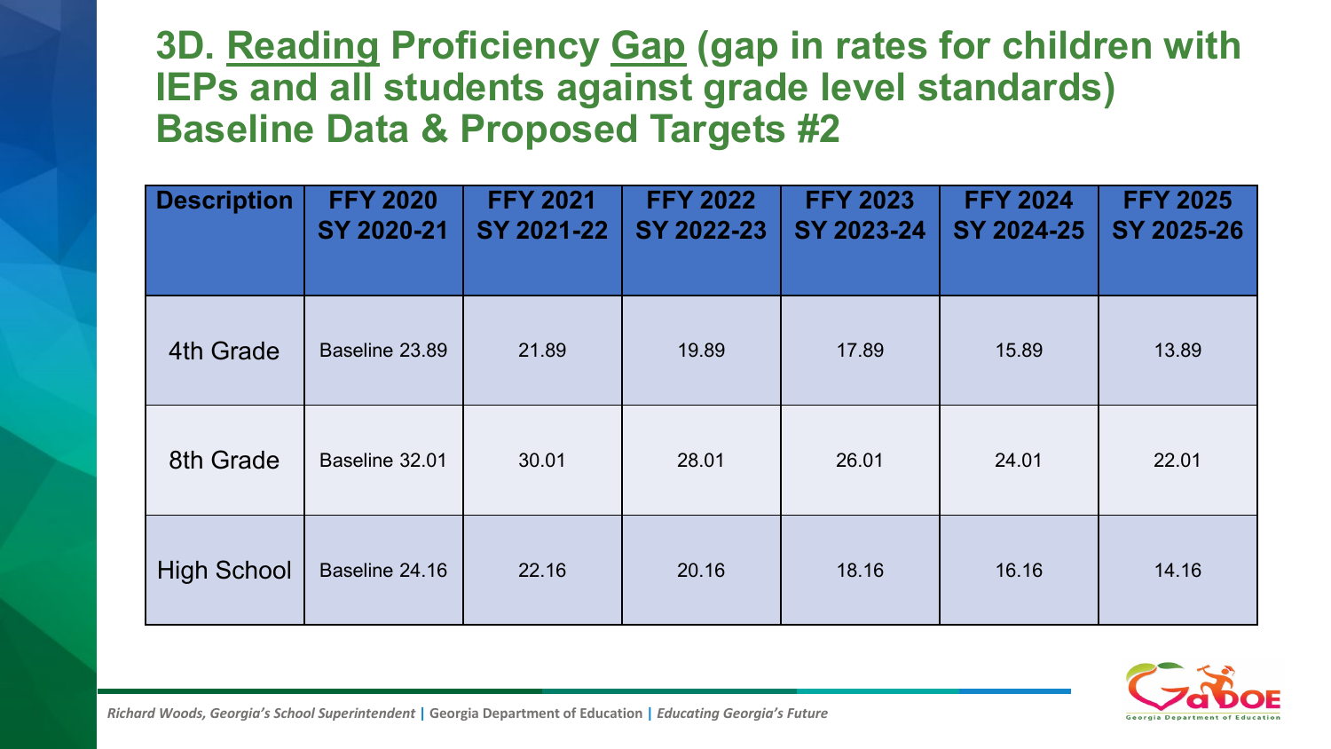# 3D. Reading Proficiency Gap (gap in rates for children with IEPs and all students against grade level standards) Baseline Data & Proposed Targets #2

| Description | FFY 2020 SY 2020-21 | FFY 2021 SY 2021-22 | FFY 2022 SY 2022-23 | FFY 2023 SY 2023-24 | FFY 2024 SY 2024-25 | FFY 2025 SY 2025-26 |
|---|---|---|---|---|---|---|
| 4th Grade | Baseline 23.89 | 21.89 | 19.89 | 17.89 | 15.89 | 13.89 |
| 8th Grade | Baseline 32.01 | 30.01 | 28.01 | 26.01 | 24.01 | 22.01 |
| High School | Baseline 24.16 | 22.16 | 20.16 | 18.16 | 16.16 | 14.16 |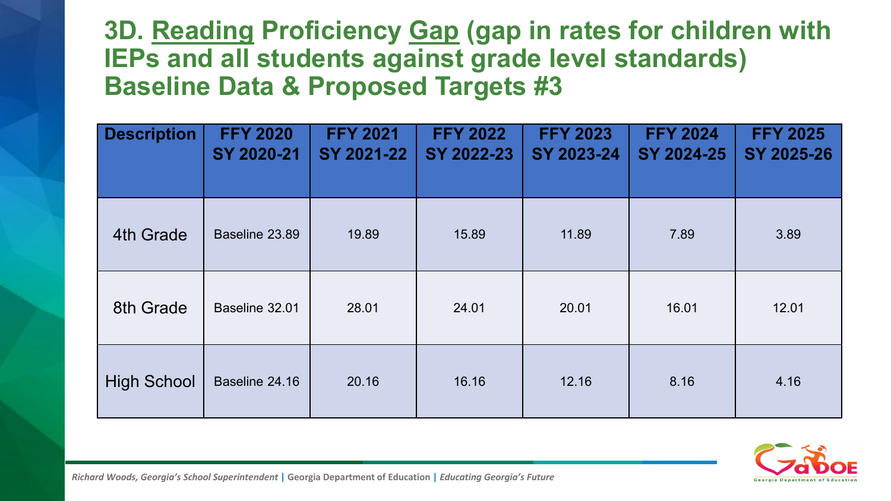## 3D. Reading Proficiency Gap (gap in rates for children with IEPs and all students against grade level standards) Baseline Data & Proposed Targets #3

| Description | FFY 2020 SY 2020-21 | FFY 2021 SY 2021-22 | FFY 2022 SY 2022-23 | FFY 2023 SY 2023-24 | FFY 2024 SY 2024-25 | FFY 2025 SY 2025-26 |
|---|---|---|---|---|---|---|
| 4th Grade | Baseline 23.89 | 19.89 | 15.89 | 11.89 | 7.89 | 3.89 |
| 8th Grade | Baseline 32.01 | 28.01 | 24.01 | 20.01 | 16.01 | 12.01 |
| High School | Baseline 24.16 | 20.16 | 16.16 | 12.16 | 8.16 | 4.16 |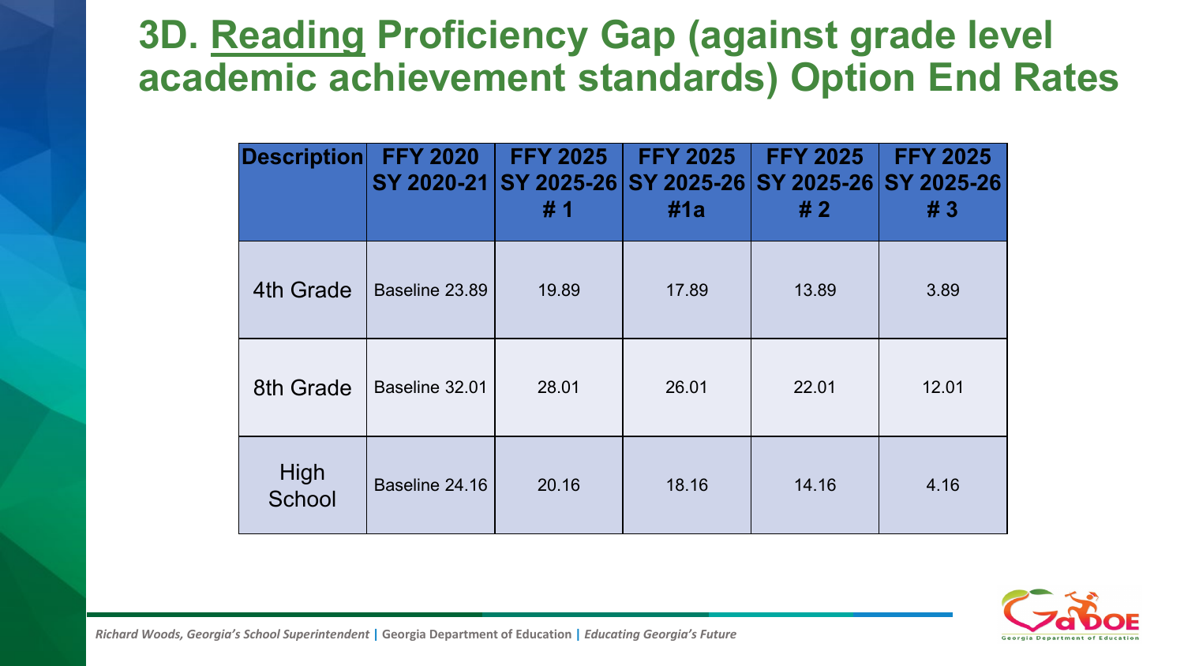# 3D. Reading Proficiency Gap (against grade level academic achievement standards) Option End Rates

| Description | FFY 2020 SY 2020-21 | FFY 2025 SY 2025-26 # 1 | FFY 2025 SY 2025-26 #1a | FFY 2025 SY 2025-26 # 2 | FFY 2025 SY 2025-26 # 3 |
|---|---|---|---|---|---|
| 4th Grade | Baseline 23.89 | 19.89 | 17.89 | 13.89 | 3.89 |
| 8th Grade | Baseline 32.01 | 28.01 | 26.01 | 22.01 | 12.01 |
| High School | Baseline 24.16 | 20.16 | 18.16 | 14.16 | 4.16 |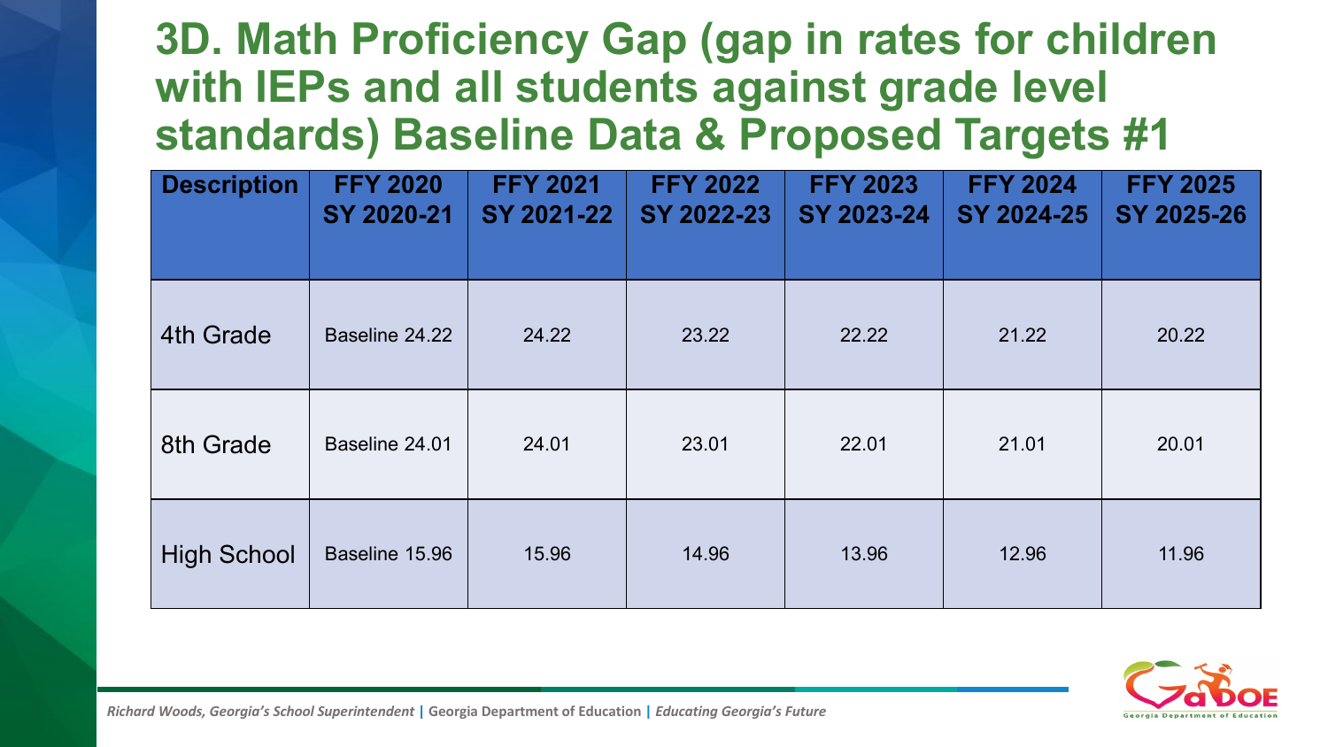# 3D. Math Proficiency Gap (gap in rates for children with IEPs and all students against grade level standards) Baseline Data & Proposed Targets #1

| Description | FFY 2020 SY 2020-21 | FFY 2021 SY 2021-22 | FFY 2022 SY 2022-23 | FFY 2023 SY 2023-24 | FFY 2024 SY 2024-25 | FFY 2025 SY 2025-26 |
|---|---|---|---|---|---|---|
| 4th Grade | Baseline 24.22 | 24.22 | 23.22 | 22.22 | 21.22 | 20.22 |
| 8th Grade | Baseline 24.01 | 24.01 | 23.01 | 22.01 | 21.01 | 20.01 |
| High School | Baseline 15.96 | 15.96 | 14.96 | 13.96 | 12.96 | 11.96 |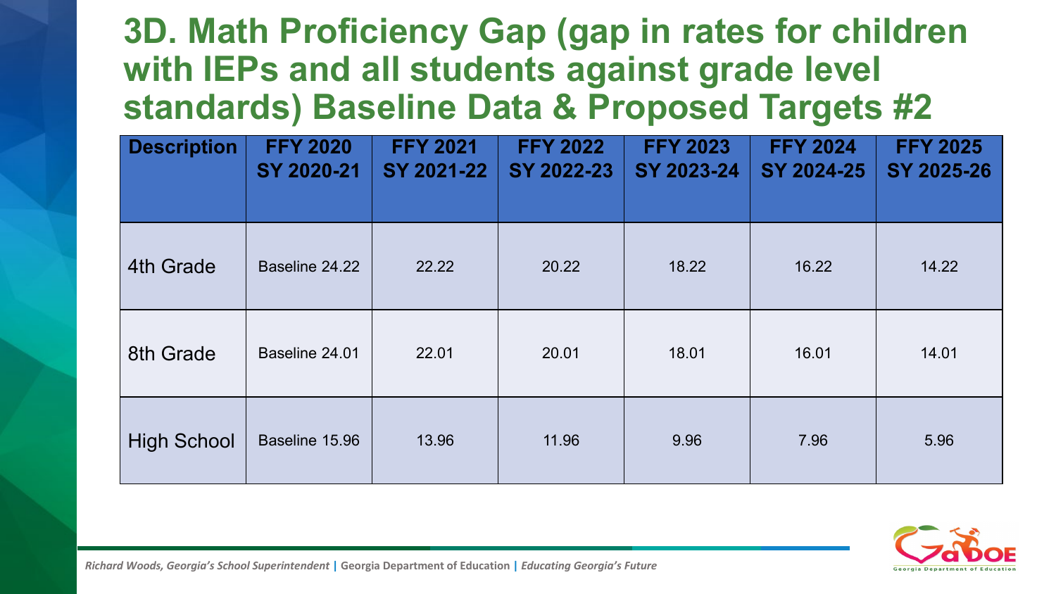# 3D. Math Proficiency Gap (gap in rates for children with IEPs and all students against grade level standards) Baseline Data & Proposed Targets #2

| Description | FFY 2020 SY 2020-21 | FFY 2021 SY 2021-22 | FFY 2022 SY 2022-23 | FFY 2023 SY 2023-24 | FFY 2024 SY 2024-25 | FFY 2025 SY 2025-26 |
|---|---|---|---|---|---|---|
| 4th Grade | Baseline 24.22 | 22.22 | 20.22 | 18.22 | 16.22 | 14.22 |
| 8th Grade | Baseline 24.01 | 22.01 | 20.01 | 18.01 | 16.01 | 14.01 |
| High School | Baseline 15.96 | 13.96 | 11.96 | 9.96 | 7.96 | 5.96 |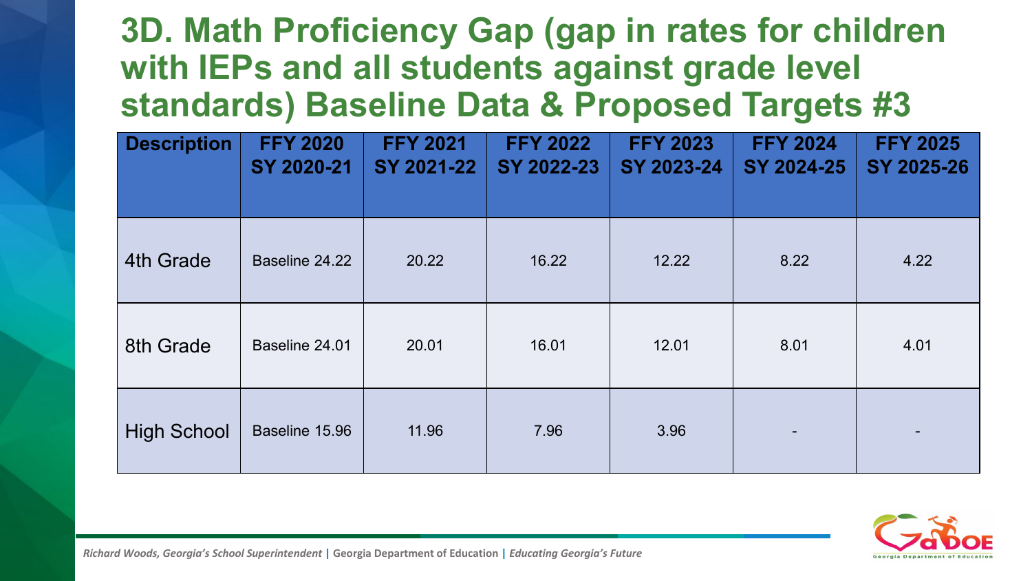# 3D. Math Proficiency Gap (gap in rates for children with IEPs and all students against grade level standards) Baseline Data & Proposed Targets #3

| Description | FFY 2020 SY 2020-21 | FFY 2021 SY 2021-22 | FFY 2022 SY 2022-23 | FFY 2023 SY 2023-24 | FFY 2024 SY 2024-25 | FFY 2025 SY 2025-26 |
|---|---|---|---|---|---|---|
| 4th Grade | Baseline 24.22 | 20.22 | 16.22 | 12.22 | 8.22 | 4.22 |
| 8th Grade | Baseline 24.01 | 20.01 | 16.01 | 12.01 | 8.01 | 4.01 |
| High School | Baseline 15.96 | 11.96 | 7.96 | 3.96 | - | - |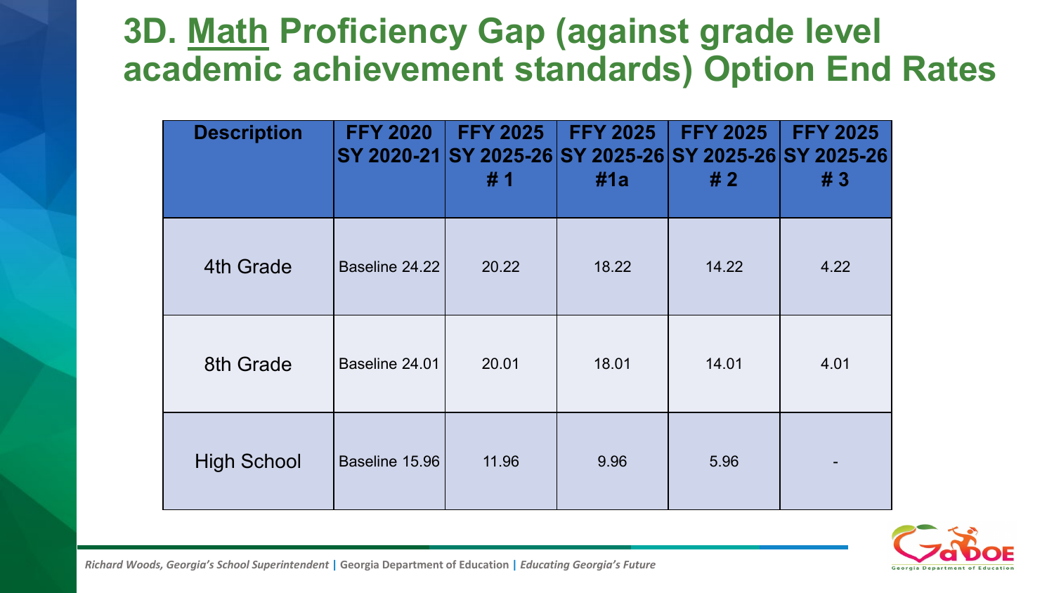# 3D. Math Proficiency Gap (against grade level academic achievement standards) Option End Rates

| Description | FFY 2020 SY 2020-21 | FFY 2025 SY 2025-26 # 1 | FFY 2025 SY 2025-26 #1a | FFY 2025 SY 2025-26 # 2 | FFY 2025 SY 2025-26 # 3 |
|---|---|---|---|---|---|
| 4th Grade | Baseline 24.22 | 20.22 | 18.22 | 14.22 | 4.22 |
| 8th Grade | Baseline 24.01 | 20.01 | 18.01 | 14.01 | 4.01 |
| High School | Baseline 15.96 | 11.96 | 9.96 | 5.96 | - |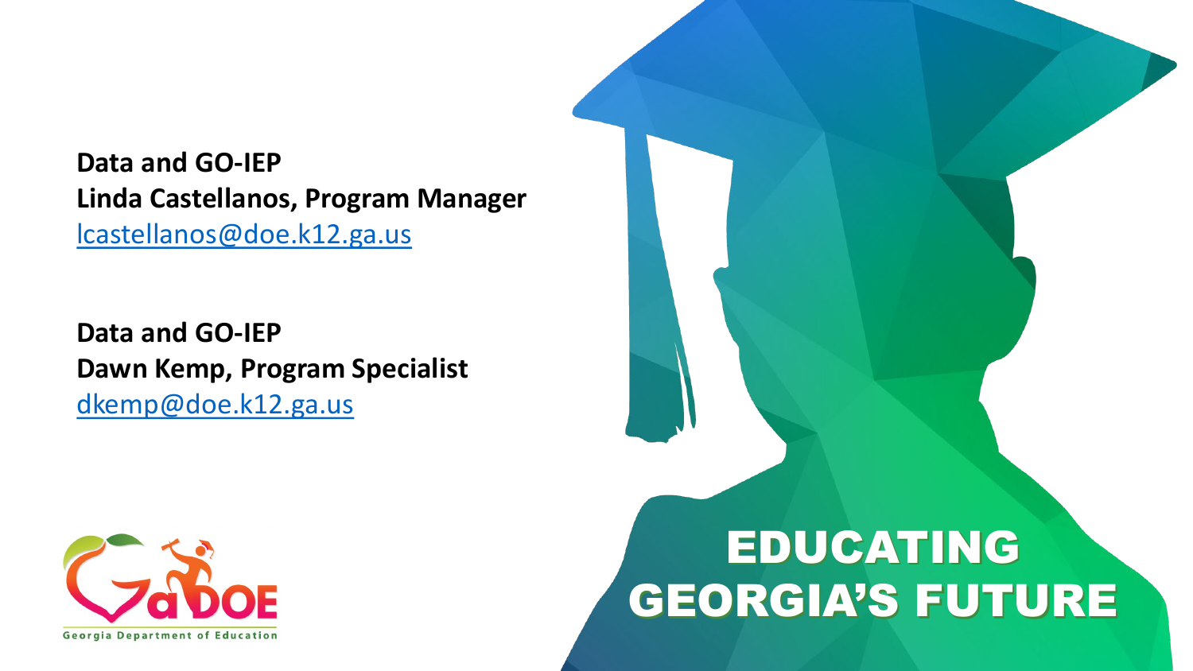**Data and GO-IEP**
**Linda Castellanos, Program Manager**
[lcastellanos@doe.k12.ga.us](mailto:lcastellanos@doe.k12.ga.us)

**Data and GO-IEP**
**Dawn Kemp, Program Specialist**
[dkemp@doe.k12.ga.us](mailto:dkemp@doe.k12.ga.us)

GaDOE
Georgia Department of Education

EDUCATING GEORGIA'S FUTURE